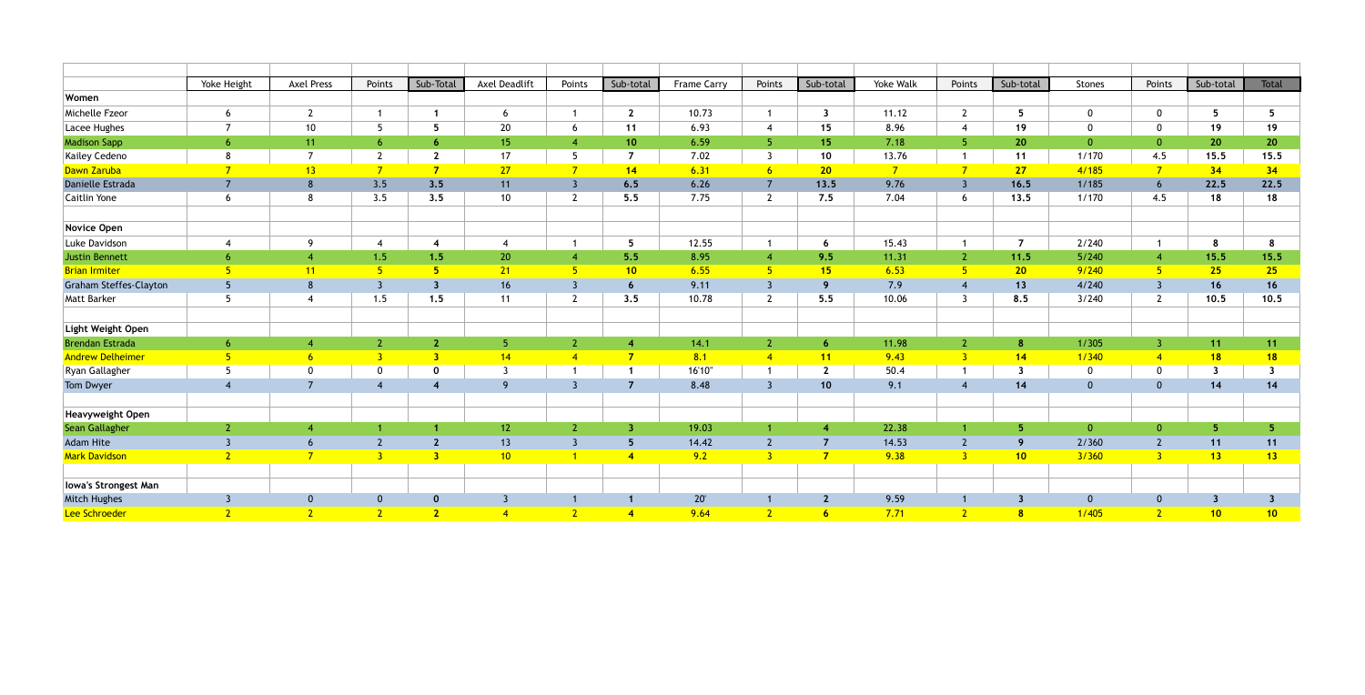| | Yoke Height | Axel Press | Points | Sub-Total | Axel Deadlift | Points | Sub-total | Frame Carry | Points | Sub-total | Yoke Walk | Points | Sub-total | Stones | Points | Sub-total | Total |
|---|---|---|---|---|---|---|---|---|---|---|---|---|---|---|---|---|---|
| **Women** | | | | | | | | | | | | | | | | | |
| Michelle Fzeor | 6 | 2 | 1 | **1** | 6 | 1 | **2** | 10.73 | 1 | **3** | 11.12 | 2 | **5** | 0 | 0 | **5** | **5** |
| Lacee Hughes | 7 | 10 | 5 | **5** | 20 | 6 | **11** | 6.93 | 4 | **15** | 8.96 | 4 | **19** | 0 | 0 | **19** | **19** |
| Madison Sapp | 6 | 11 | 6 | **6** | 15 | 4 | **10** | 6.59 | 5 | **15** | 7.18 | 5 | **20** | 0 | 0 | **20** | **20** |
| Kailey Cedeno | 8 | 7 | 2 | **2** | 17 | 5 | **7** | 7.02 | 3 | **10** | 13.76 | 1 | **11** | 1/170 | 4.5 | **15.5** | **15.5** |
| Dawn Zaruba | 7 | 13 | 7 | **7** | 27 | 7 | **14** | 6.31 | 6 | **20** | 7 | 7 | **27** | 4/185 | 7 | **34** | **34** |
| Danielle Estrada | 7 | 8 | 3.5 | **3.5** | 11 | 3 | **6.5** | 6.26 | 7 | **13.5** | 9.76 | 3 | **16.5** | 1/185 | 6 | **22.5** | **22.5** |
| Caitlin Yone | 6 | 8 | 3.5 | **3.5** | 10 | 2 | **5.5** | 7.75 | 2 | **7.5** | 7.04 | 6 | **13.5** | 1/170 | 4.5 | **18** | **18** |
| | | | | | | | | | | | | | | | | | |
| **Novice Open** | | | | | | | | | | | | | | | | | |
| Luke Davidson | 4 | 9 | 4 | **4** | 4 | 1 | **5** | 12.55 | 1 | **6** | 15.43 | 1 | **7** | 2/240 | 1 | **8** | **8** |
| Justin Bennett | 6 | 4 | 1.5 | **1.5** | 20 | 4 | **5.5** | 8.95 | 4 | **9.5** | 11.31 | 2 | **11.5** | 5/240 | 4 | **15.5** | **15.5** |
| Brian Irmiter | 5 | 11 | 5 | **5** | 21 | 5 | **10** | 6.55 | 5 | **15** | 6.53 | 5 | **20** | 9/240 | 5 | **25** | **25** |
| Graham Steffes-Clayton | 5 | 8 | 3 | **3** | 16 | 3 | **6** | 9.11 | 3 | **9** | 7.9 | 4 | **13** | 4/240 | 3 | **16** | **16** |
| Matt Barker | 5 | 4 | 1.5 | **1.5** | 11 | 2 | **3.5** | 10.78 | 2 | **5.5** | 10.06 | 3 | **8.5** | 3/240 | 2 | **10.5** | **10.5** |
| | | | | | | | | | | | | | | | | | |
| **Light Weight Open** | | | | | | | | | | | | | | | | | |
| Brendan Estrada | 6 | 4 | 2 | **2** | 5 | 2 | **4** | 14.1 | 2 | **6** | 11.98 | 2 | **8** | 1/305 | 3 | **11** | **11** |
| Andrew Delheimer | 5 | 6 | 3 | **3** | 14 | 4 | **7** | 8.1 | 4 | **11** | 9.43 | 3 | **14** | 1/340 | 4 | **18** | **18** |
| Ryan Gallagher | 5 | 0 | 0 | **0** | 3 | 1 | **1** | 16'10" | 1 | **2** | 50.4 | 1 | **3** | 0 | 0 | **3** | **3** |
| Tom Dwyer | 4 | 7 | 4 | **4** | 9 | 3 | **7** | 8.48 | 3 | **10** | 9.1 | 4 | **14** | 0 | 0 | **14** | **14** |
| | | | | | | | | | | | | | | | | | |
| **Heavyweight Open** | | | | | | | | | | | | | | | | | |
| Sean Gallagher | 2 | 4 | 1 | **1** | 12 | 2 | **3** | 19.03 | 1 | **4** | 22.38 | 1 | **5** | 0 | 0 | **5** | **5** |
| Adam Hite | 3 | 6 | 2 | **2** | 13 | 3 | **5** | 14.42 | 2 | **7** | 14.53 | 2 | **9** | 2/360 | 2 | **11** | **11** |
| Mark Davidson | 2 | 7 | 3 | **3** | 10 | 1 | **4** | 9.2 | 3 | **7** | 9.38 | 3 | **10** | 3/360 | 3 | **13** | **13** |
| | | | | | | | | | | | | | | | | | |
| **Iowa's Strongest Man** | | | | | | | | | | | | | | | | | |
| Mitch Hughes | 3 | 0 | 0 | **0** | 3 | 1 | **1** | 20' | 1 | **2** | 9.59 | 1 | **3** | 0 | 0 | **3** | **3** |
| Lee Schroeder | 2 | 2 | 2 | **2** | 4 | 2 | **4** | 9.64 | 2 | **6** | 7.71 | 2 | **8** | 1/405 | 2 | **10** | **10** |